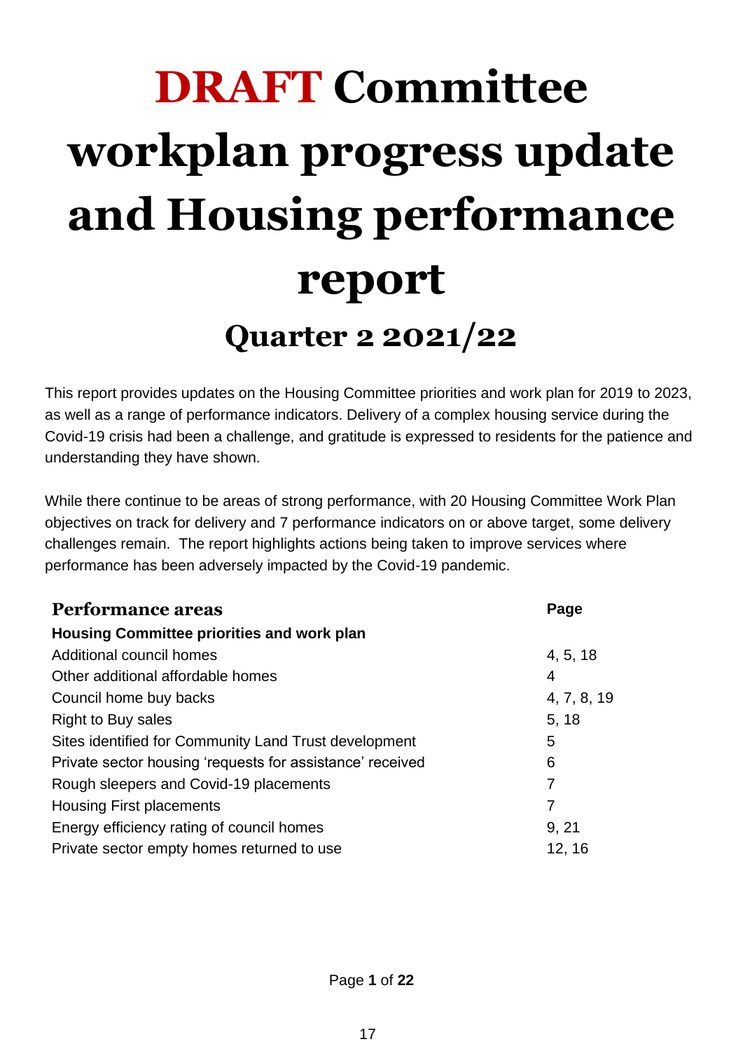# DRAFT Committee workplan progress update and Housing performance report

## Quarter 2 2021/22

This report provides updates on the Housing Committee priorities and work plan for 2019 to 2023, as well as a range of performance indicators. Delivery of a complex housing service during the Covid-19 crisis had been a challenge, and gratitude is expressed to residents for the patience and understanding they have shown.

While there continue to be areas of strong performance, with 20 Housing Committee Work Plan objectives on track for delivery and 7 performance indicators on or above target, some delivery challenges remain. The report highlights actions being taken to improve services where performance has been adversely impacted by the Covid-19 pandemic.

| Performance areas | Page |
|---|---|
| **Housing Committee priorities and work plan** | |
| Additional council homes | 4, 5, 18 |
| Other additional affordable homes | 4 |
| Council home buy backs | 4, 7, 8, 19 |
| Right to Buy sales | 5, 18 |
| Sites identified for Community Land Trust development | 5 |
| Private sector housing 'requests for assistance' received | 6 |
| Rough sleepers and Covid-19 placements | 7 |
| Housing First placements | 7 |
| Energy efficiency rating of council homes | 9, 21 |
| Private sector empty homes returned to use | 12, 16 |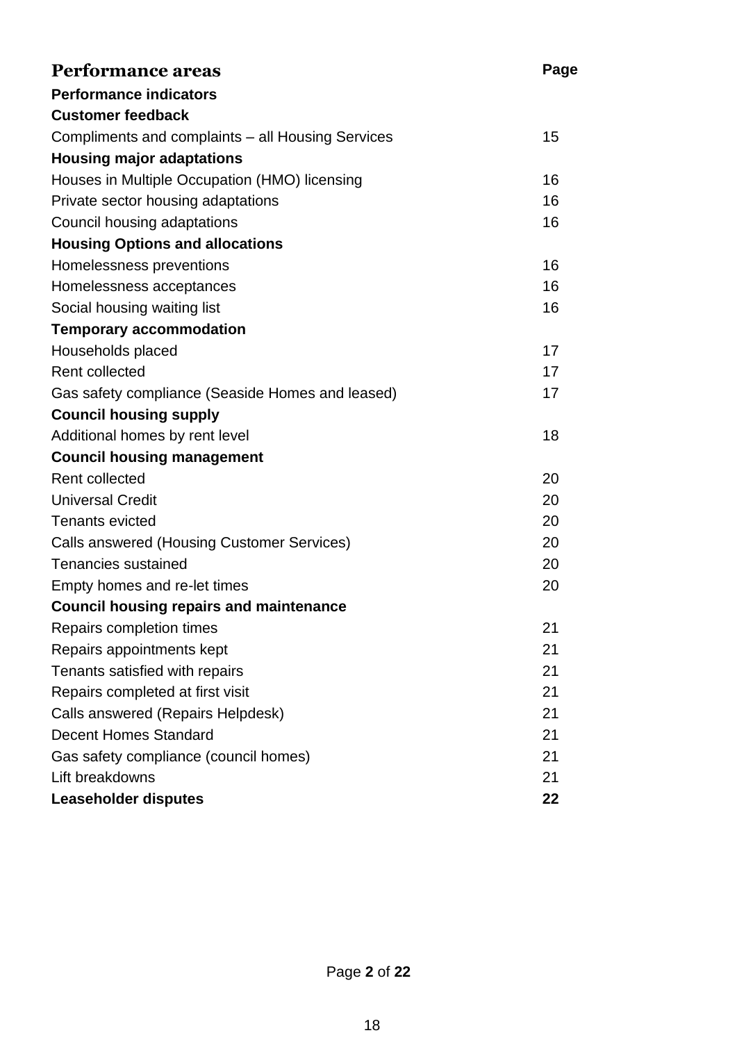## Performance areas

| | Page |
|---|---|
| **Performance indicators** | |
| **Customer feedback** | |
| Compliments and complaints – all Housing Services | 15 |
| **Housing major adaptations** | |
| Houses in Multiple Occupation (HMO) licensing | 16 |
| Private sector housing adaptations | 16 |
| Council housing adaptations | 16 |
| **Housing Options and allocations** | |
| Homelessness preventions | 16 |
| Homelessness acceptances | 16 |
| Social housing waiting list | 16 |
| **Temporary accommodation** | |
| Households placed | 17 |
| Rent collected | 17 |
| Gas safety compliance (Seaside Homes and leased) | 17 |
| **Council housing supply** | |
| Additional homes by rent level | 18 |
| **Council housing management** | |
| Rent collected | 20 |
| Universal Credit | 20 |
| Tenants evicted | 20 |
| Calls answered (Housing Customer Services) | 20 |
| Tenancies sustained | 20 |
| Empty homes and re-let times | 20 |
| **Council housing repairs and maintenance** | |
| Repairs completion times | 21 |
| Repairs appointments kept | 21 |
| Tenants satisfied with repairs | 21 |
| Repairs completed at first visit | 21 |
| Calls answered (Repairs Helpdesk) | 21 |
| Decent Homes Standard | 21 |
| Gas safety compliance (council homes) | 21 |
| Lift breakdowns | 21 |
| **Leaseholder disputes** | **22** |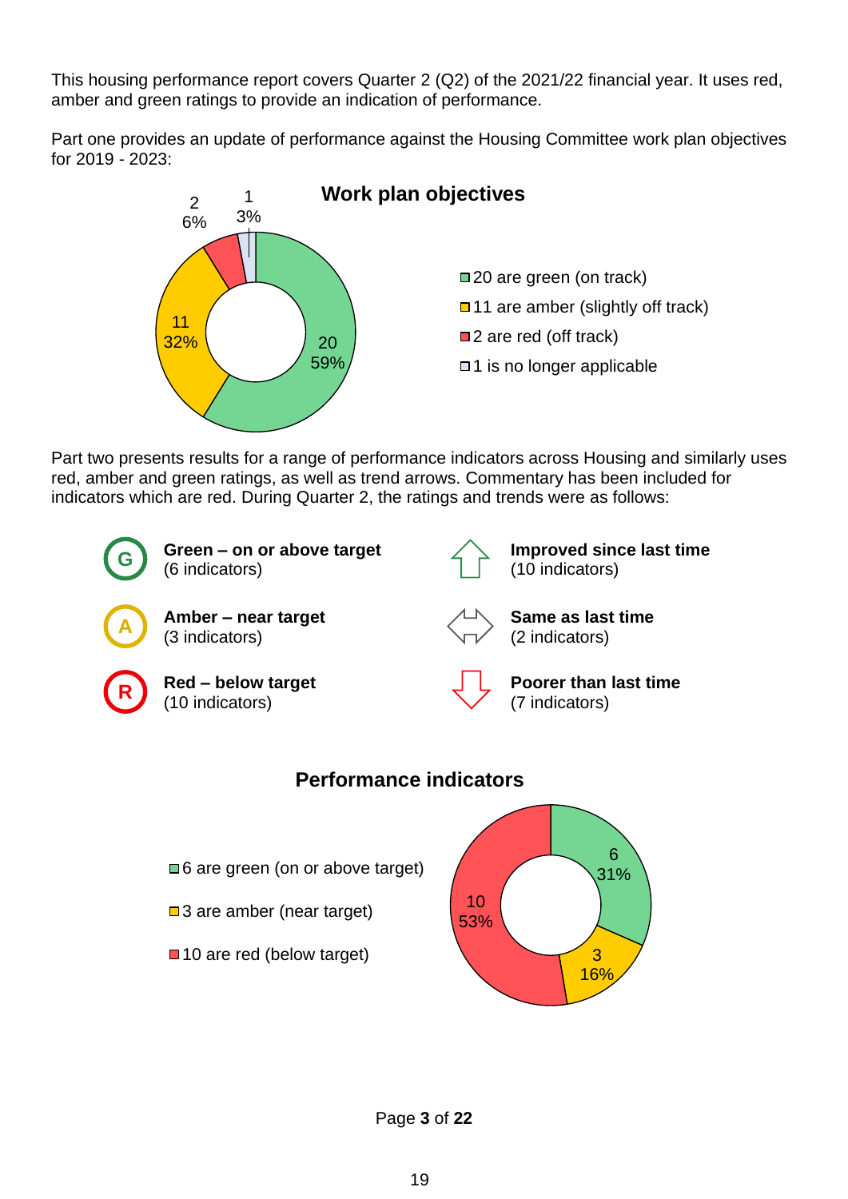This housing performance report covers Quarter 2 (Q2) of the 2021/22 financial year. It uses red, amber and green ratings to provide an indication of performance.

Part one provides an update of performance against the Housing Committee work plan objectives for 2019 - 2023:

**Work plan objectives**

- 20 are green (on track) — 59%
- 11 are amber (slightly off track) — 32%
- 2 are red (off track) — 6%
- 1 is no longer applicable — 3%

Part two presents results for a range of performance indicators across Housing and similarly uses red, amber and green ratings, as well as trend arrows. Commentary has been included for indicators which are red. During Quarter 2, the ratings and trends were as follows:

| Rating | Trend |
| --- | --- |
| **Green – on or above target** (6 indicators) | **Improved since last time** (10 indicators) |
| **Amber – near target** (3 indicators) | **Same as last time** (2 indicators) |
| **Red – below target** (10 indicators) | **Poorer than last time** (7 indicators) |

**Performance indicators**

- 6 are green (on or above target) — 31%
- 3 are amber (near target) — 16%
- 10 are red (below target) — 53%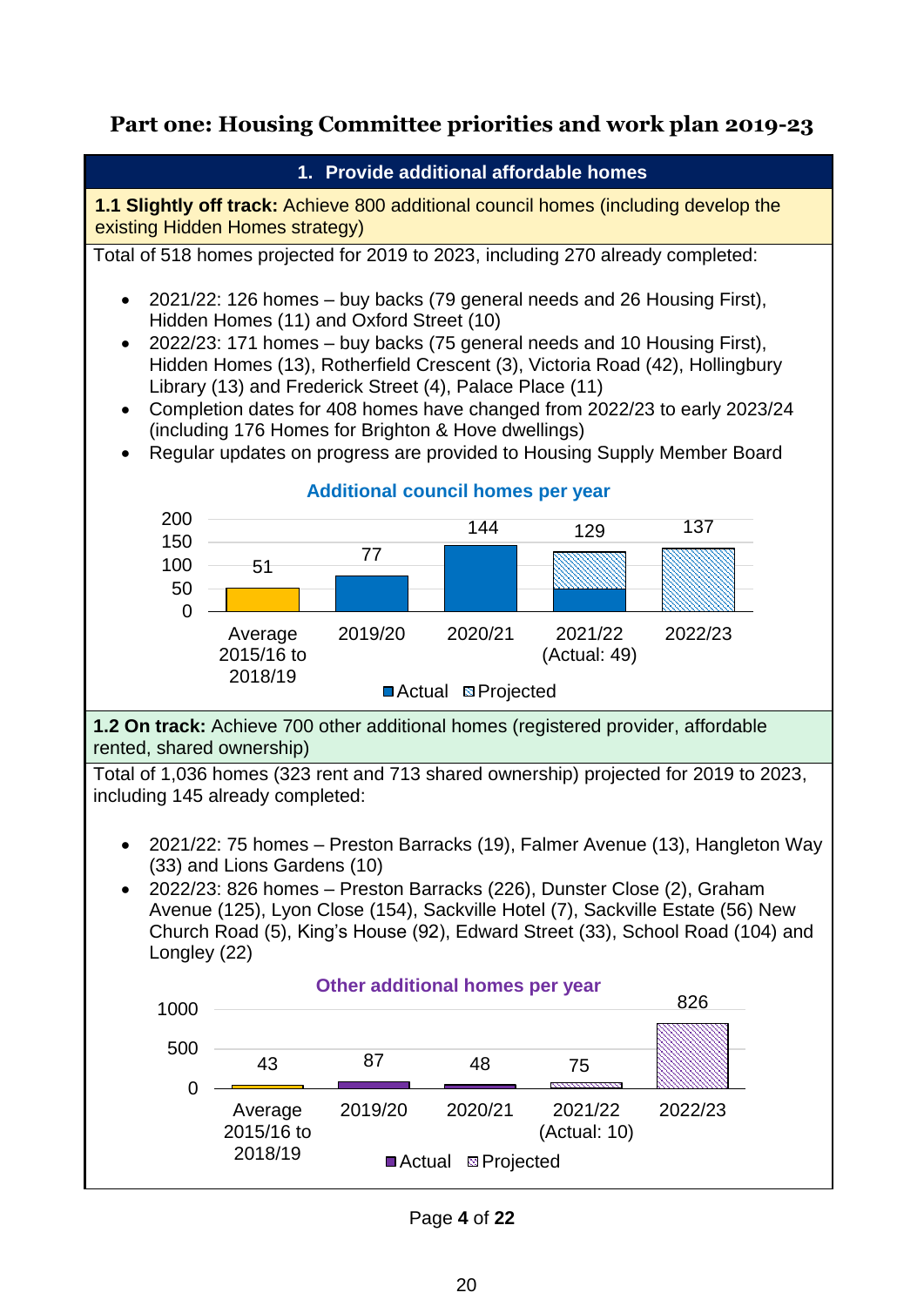## Part one: Housing Committee priorities and work plan 2019-23

### 1. Provide additional affordable homes

**1.1 Slightly off track:** Achieve 800 additional council homes (including develop the existing Hidden Homes strategy)

Total of 518 homes projected for 2019 to 2023, including 270 already completed:

- 2021/22: 126 homes – buy backs (79 general needs and 26 Housing First), Hidden Homes (11) and Oxford Street (10)
- 2022/23: 171 homes – buy backs (75 general needs and 10 Housing First), Hidden Homes (13), Rotherfield Crescent (3), Victoria Road (42), Hollingbury Library (13) and Frederick Street (4), Palace Place (11)
- Completion dates for 408 homes have changed from 2022/23 to early 2023/24 (including 176 Homes for Brighton & Hove dwellings)
- Regular updates on progress are provided to Housing Supply Member Board

**Additional council homes per year**

| Year | Homes | Type |
|---|---|---|
| Average 2015/16 to 2018/19 | 51 | Average |
| 2019/20 | 77 | Actual |
| 2020/21 | 144 | Actual |
| 2021/22 (Actual: 49) | 129 | Actual / Projected |
| 2022/23 | 137 | Projected |

**1.2 On track:** Achieve 700 other additional homes (registered provider, affordable rented, shared ownership)

Total of 1,036 homes (323 rent and 713 shared ownership) projected for 2019 to 2023, including 145 already completed:

- 2021/22: 75 homes – Preston Barracks (19), Falmer Avenue (13), Hangleton Way (33) and Lions Gardens (10)
- 2022/23: 826 homes – Preston Barracks (226), Dunster Close (2), Graham Avenue (125), Lyon Close (154), Sackville Hotel (7), Sackville Estate (56) New Church Road (5), King's House (92), Edward Street (33), School Road (104) and Longley (22)

**Other additional homes per year**

| Year | Homes | Type |
|---|---|---|
| Average 2015/16 to 2018/19 | 43 | Average |
| 2019/20 | 87 | Actual |
| 2020/21 | 48 | Actual |
| 2021/22 (Actual: 10) | 75 | Actual / Projected |
| 2022/23 | 826 | Projected |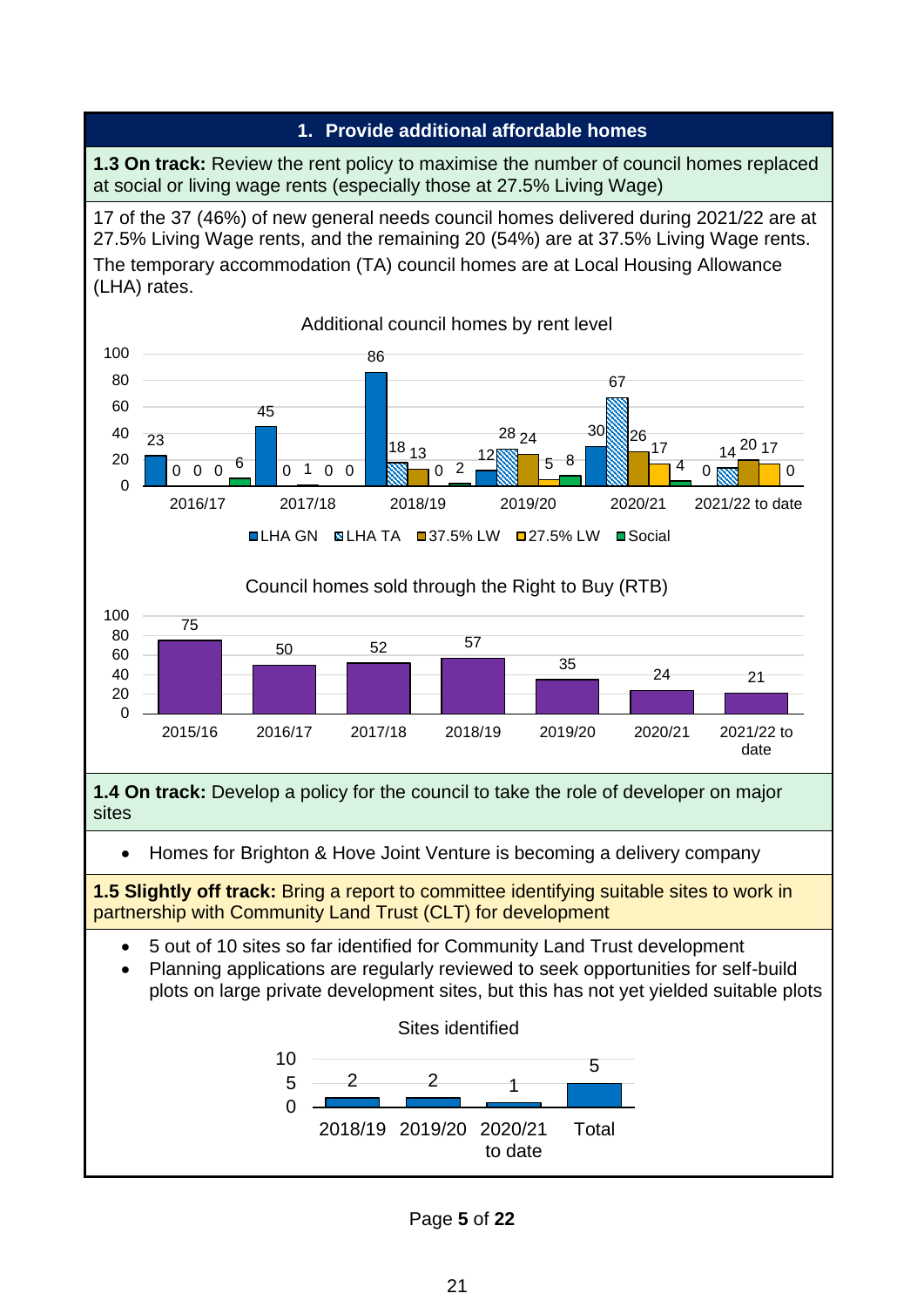## 1. Provide additional affordable homes

**1.3 On track:** Review the rent policy to maximise the number of council homes replaced at social or living wage rents (especially those at 27.5% Living Wage)

17 of the 37 (46%) of new general needs council homes delivered during 2021/22 are at 27.5% Living Wage rents, and the remaining 20 (54%) are at 37.5% Living Wage rents. The temporary accommodation (TA) council homes are at Local Housing Allowance (LHA) rates.

Additional council homes by rent level

| | LHA GN | LHA TA | 37.5% LW | 27.5% LW | Social |
|---|---|---|---|---|---|
| 2016/17 | 23 | 0 | 0 | 0 | 6 |
| 2017/18 | 45 | 0 | 1 | 0 | 0 |
| 2018/19 | 86 | 18 | 13 | 0 | 2 |
| 2019/20 | 12 | 28 | 24 | 5 | 8 |
| 2020/21 | 30 | 67 | 26 | 17 | 4 |
| 2021/22 to date | 0 | 14 | 20 | 17 | 0 |

Council homes sold through the Right to Buy (RTB)

| 2015/16 | 2016/17 | 2017/18 | 2018/19 | 2019/20 | 2020/21 | 2021/22 to date |
|---|---|---|---|---|---|---|
| 75 | 50 | 52 | 57 | 35 | 24 | 21 |

**1.4 On track:** Develop a policy for the council to take the role of developer on major sites

- Homes for Brighton & Hove Joint Venture is becoming a delivery company

**1.5 Slightly off track:** Bring a report to committee identifying suitable sites to work in partnership with Community Land Trust (CLT) for development

- 5 out of 10 sites so far identified for Community Land Trust development
- Planning applications are regularly reviewed to seek opportunities for self-build plots on large private development sites, but this has not yet yielded suitable plots

Sites identified

| 2018/19 | 2019/20 | 2020/21 to date | Total |
|---|---|---|---|
| 2 | 2 | 1 | 5 |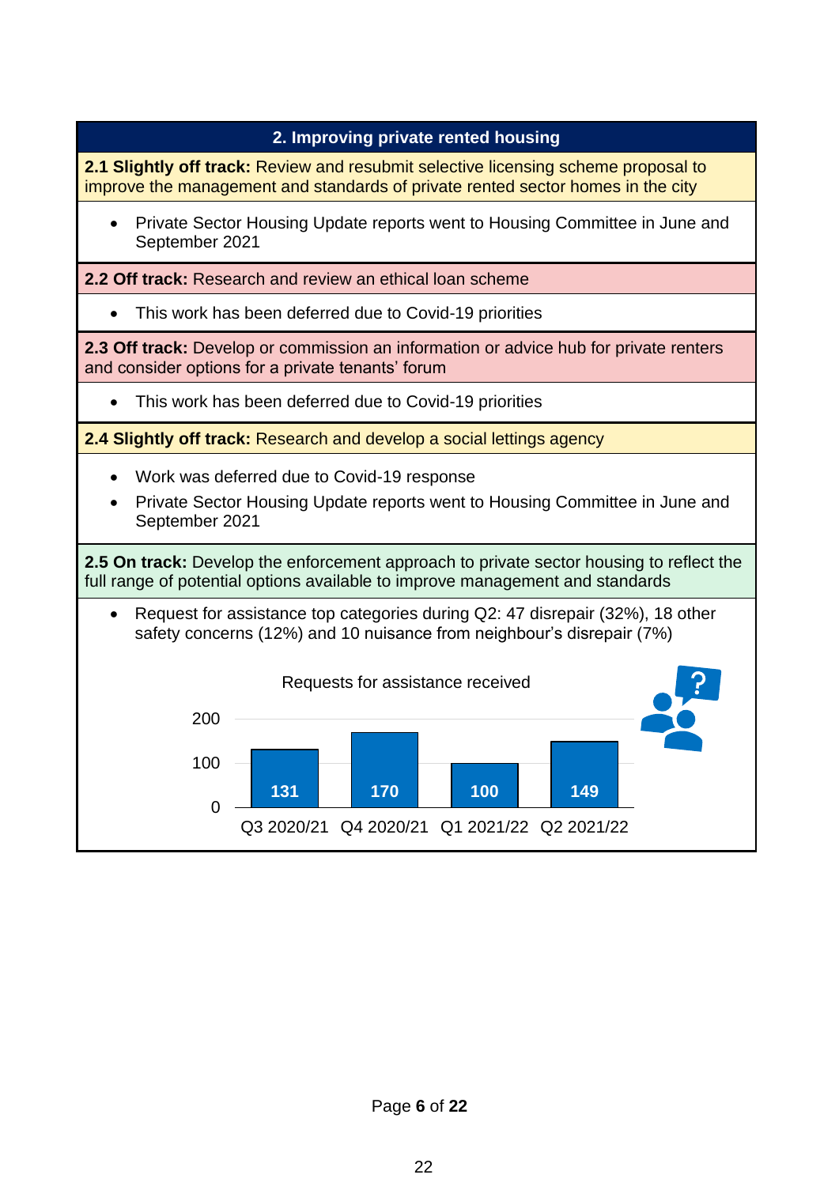## 2. Improving private rented housing

**2.1 Slightly off track:** Review and resubmit selective licensing scheme proposal to improve the management and standards of private rented sector homes in the city

- Private Sector Housing Update reports went to Housing Committee in June and September 2021

**2.2 Off track:** Research and review an ethical loan scheme

- This work has been deferred due to Covid-19 priorities

**2.3 Off track:** Develop or commission an information or advice hub for private renters and consider options for a private tenants' forum

- This work has been deferred due to Covid-19 priorities

**2.4 Slightly off track:** Research and develop a social lettings agency

- Work was deferred due to Covid-19 response
- Private Sector Housing Update reports went to Housing Committee in June and September 2021

**2.5 On track:** Develop the enforcement approach to private sector housing to reflect the full range of potential options available to improve management and standards

- Request for assistance top categories during Q2: 47 disrepair (32%), 18 other safety concerns (12%) and 10 nuisance from neighbour's disrepair (7%)

Requests for assistance received

| Quarter | Requests |
|---|---|
| Q3 2020/21 | 131 |
| Q4 2020/21 | 170 |
| Q1 2021/22 | 100 |
| Q2 2021/22 | 149 |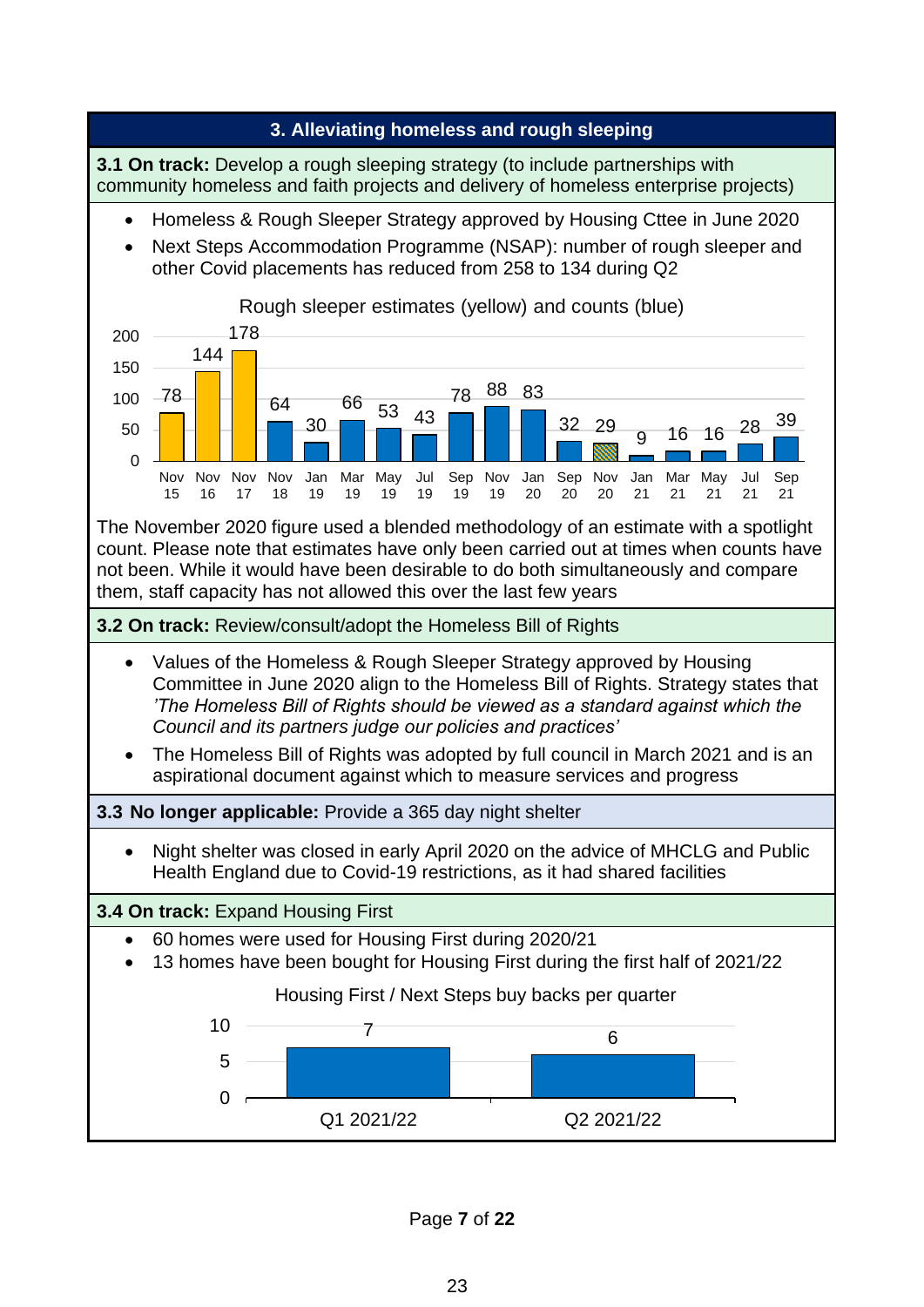## 3. Alleviating homeless and rough sleeping

**3.1 On track:** Develop a rough sleeping strategy (to include partnerships with community homeless and faith projects and delivery of homeless enterprise projects)

- Homeless & Rough Sleeper Strategy approved by Housing Cttee in June 2020
- Next Steps Accommodation Programme (NSAP): number of rough sleeper and other Covid placements has reduced from 258 to 134 during Q2

Rough sleeper estimates (yellow) and counts (blue)

| Period | Value |
|---|---|
| Nov 15 | 78 |
| Nov 16 | 144 |
| Nov 17 | 178 |
| Nov 18 | 64 |
| Jan 19 | 30 |
| Mar 19 | 66 |
| May 19 | 53 |
| Jul 19 | 43 |
| Sep 19 | 78 |
| Nov 19 | 88 |
| Jan 20 | 83 |
| Sep 20 | 32 |
| Nov 20 | 29 |
| Jan 21 | 9 |
| Mar 21 | 16 |
| May 21 | 16 |
| Jul 21 | 28 |
| Sep 21 | 39 |

The November 2020 figure used a blended methodology of an estimate with a spotlight count. Please note that estimates have only been carried out at times when counts have not been. While it would have been desirable to do both simultaneously and compare them, staff capacity has not allowed this over the last few years

**3.2 On track:** Review/consult/adopt the Homeless Bill of Rights

- Values of the Homeless & Rough Sleeper Strategy approved by Housing Committee in June 2020 align to the Homeless Bill of Rights. Strategy states that *'The Homeless Bill of Rights should be viewed as a standard against which the Council and its partners judge our policies and practices'*
- The Homeless Bill of Rights was adopted by full council in March 2021 and is an aspirational document against which to measure services and progress

**3.3 No longer applicable:** Provide a 365 day night shelter

- Night shelter was closed in early April 2020 on the advice of MHCLG and Public Health England due to Covid-19 restrictions, as it had shared facilities

**3.4 On track:** Expand Housing First

- 60 homes were used for Housing First during 2020/21
- 13 homes have been bought for Housing First during the first half of 2021/22

Housing First / Next Steps buy backs per quarter

| Quarter | Buy backs |
|---|---|
| Q1 2021/22 | 7 |
| Q2 2021/22 | 6 |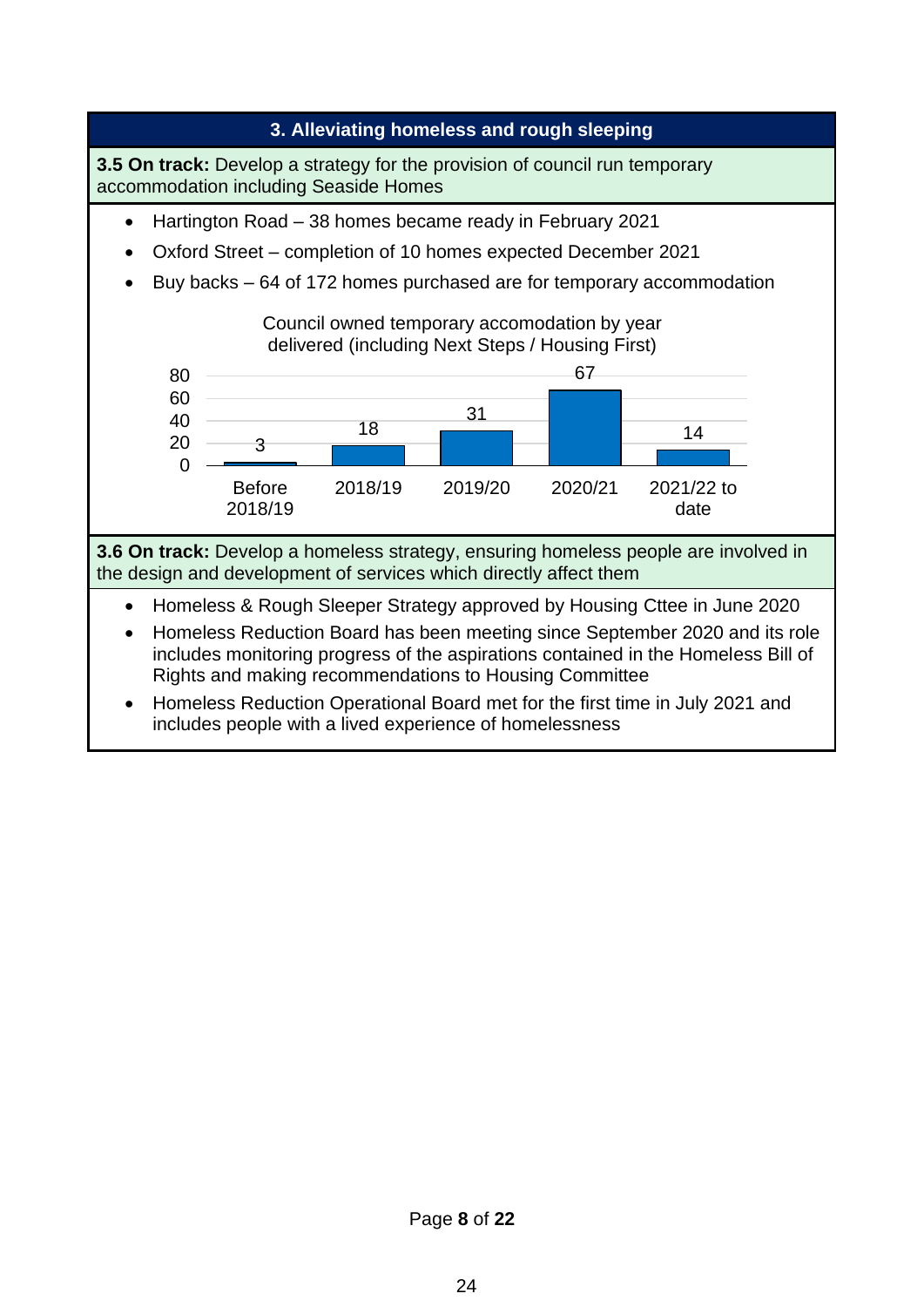## 3. Alleviating homeless and rough sleeping

**3.5 On track:** Develop a strategy for the provision of council run temporary accommodation including Seaside Homes

- Hartington Road – 38 homes became ready in February 2021
- Oxford Street – completion of 10 homes expected December 2021
- Buy backs – 64 of 172 homes purchased are for temporary accommodation

Council owned temporary accomodation by year delivered (including Next Steps / Housing First)

| Year | Homes |
|---|---|
| Before 2018/19 | 3 |
| 2018/19 | 18 |
| 2019/20 | 31 |
| 2020/21 | 67 |
| 2021/22 to date | 14 |

**3.6 On track:** Develop a homeless strategy, ensuring homeless people are involved in the design and development of services which directly affect them

- Homeless & Rough Sleeper Strategy approved by Housing Cttee in June 2020
- Homeless Reduction Board has been meeting since September 2020 and its role includes monitoring progress of the aspirations contained in the Homeless Bill of Rights and making recommendations to Housing Committee
- Homeless Reduction Operational Board met for the first time in July 2021 and includes people with a lived experience of homelessness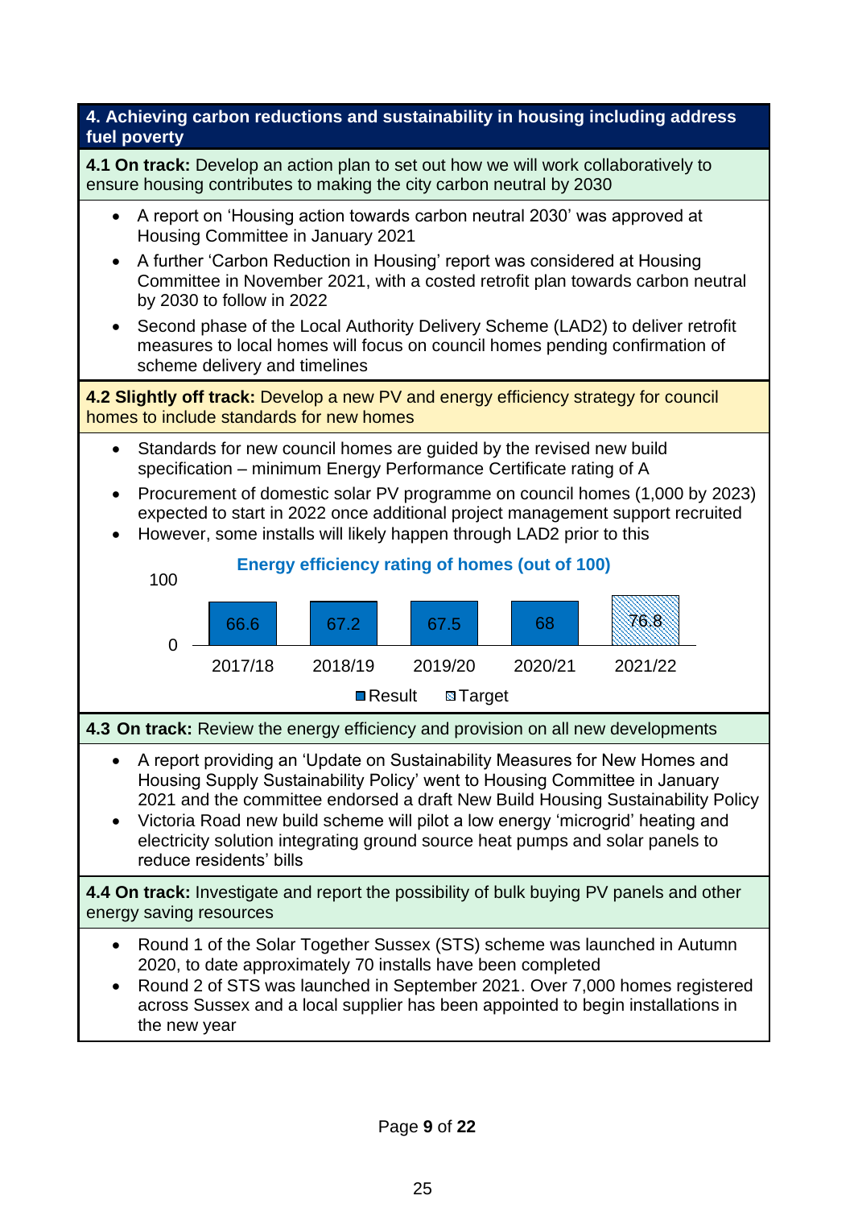## 4. Achieving carbon reductions and sustainability in housing including address fuel poverty

**4.1 On track:** Develop an action plan to set out how we will work collaboratively to ensure housing contributes to making the city carbon neutral by 2030

- A report on 'Housing action towards carbon neutral 2030' was approved at Housing Committee in January 2021
- A further 'Carbon Reduction in Housing' report was considered at Housing Committee in November 2021, with a costed retrofit plan towards carbon neutral by 2030 to follow in 2022
- Second phase of the Local Authority Delivery Scheme (LAD2) to deliver retrofit measures to local homes will focus on council homes pending confirmation of scheme delivery and timelines

**4.2 Slightly off track:** Develop a new PV and energy efficiency strategy for council homes to include standards for new homes

- Standards for new council homes are guided by the revised new build specification – minimum Energy Performance Certificate rating of A
- Procurement of domestic solar PV programme on council homes (1,000 by 2023) expected to start in 2022 once additional project management support recruited
- However, some installs will likely happen through LAD2 prior to this

**Energy efficiency rating of homes (out of 100)**

| Year | Result | Target |
|---|---|---|
| 2017/18 | 66.6 | |
| 2018/19 | 67.2 | |
| 2019/20 | 67.5 | |
| 2020/21 | 68 | |
| 2021/22 | | 76.8 |

**4.3 On track:** Review the energy efficiency and provision on all new developments

- A report providing an 'Update on Sustainability Measures for New Homes and Housing Supply Sustainability Policy' went to Housing Committee in January 2021 and the committee endorsed a draft New Build Housing Sustainability Policy
- Victoria Road new build scheme will pilot a low energy 'microgrid' heating and electricity solution integrating ground source heat pumps and solar panels to reduce residents' bills

**4.4 On track:** Investigate and report the possibility of bulk buying PV panels and other energy saving resources

- Round 1 of the Solar Together Sussex (STS) scheme was launched in Autumn 2020, to date approximately 70 installs have been completed
- Round 2 of STS was launched in September 2021. Over 7,000 homes registered across Sussex and a local supplier has been appointed to begin installations in the new year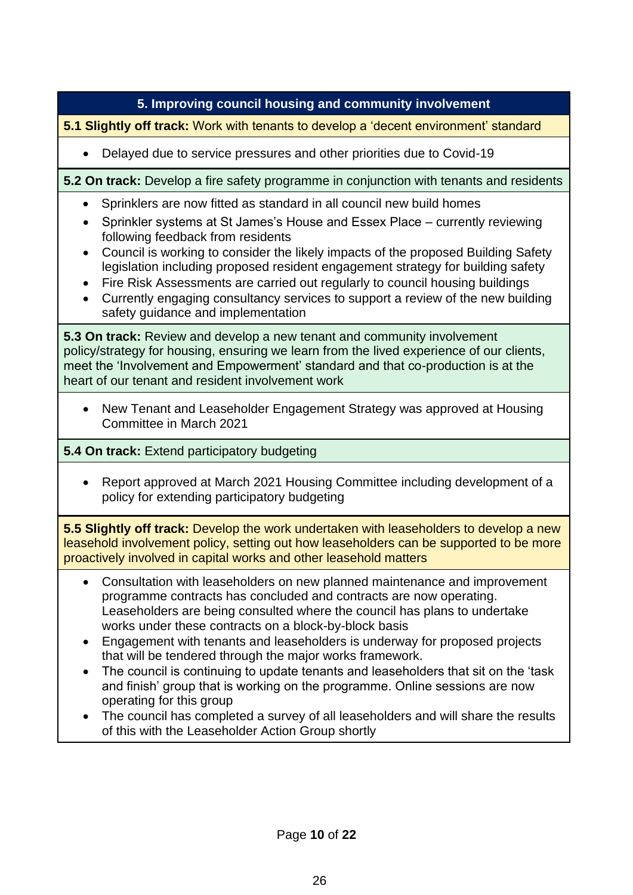## 5. Improving council housing and community involvement

**5.1 Slightly off track:** Work with tenants to develop a 'decent environment' standard

- Delayed due to service pressures and other priorities due to Covid-19

**5.2 On track:** Develop a fire safety programme in conjunction with tenants and residents

- Sprinklers are now fitted as standard in all council new build homes
- Sprinkler systems at St James's House and Essex Place – currently reviewing following feedback from residents
- Council is working to consider the likely impacts of the proposed Building Safety legislation including proposed resident engagement strategy for building safety
- Fire Risk Assessments are carried out regularly to council housing buildings
- Currently engaging consultancy services to support a review of the new building safety guidance and implementation

**5.3 On track:** Review and develop a new tenant and community involvement policy/strategy for housing, ensuring we learn from the lived experience of our clients, meet the 'Involvement and Empowerment' standard and that co-production is at the heart of our tenant and resident involvement work

- New Tenant and Leaseholder Engagement Strategy was approved at Housing Committee in March 2021

**5.4 On track:** Extend participatory budgeting

- Report approved at March 2021 Housing Committee including development of a policy for extending participatory budgeting

**5.5 Slightly off track:** Develop the work undertaken with leaseholders to develop a new leasehold involvement policy, setting out how leaseholders can be supported to be more proactively involved in capital works and other leasehold matters

- Consultation with leaseholders on new planned maintenance and improvement programme contracts has concluded and contracts are now operating. Leaseholders are being consulted where the council has plans to undertake works under these contracts on a block-by-block basis
- Engagement with tenants and leaseholders is underway for proposed projects that will be tendered through the major works framework.
- The council is continuing to update tenants and leaseholders that sit on the 'task and finish' group that is working on the programme. Online sessions are now operating for this group
- The council has completed a survey of all leaseholders and will share the results of this with the Leaseholder Action Group shortly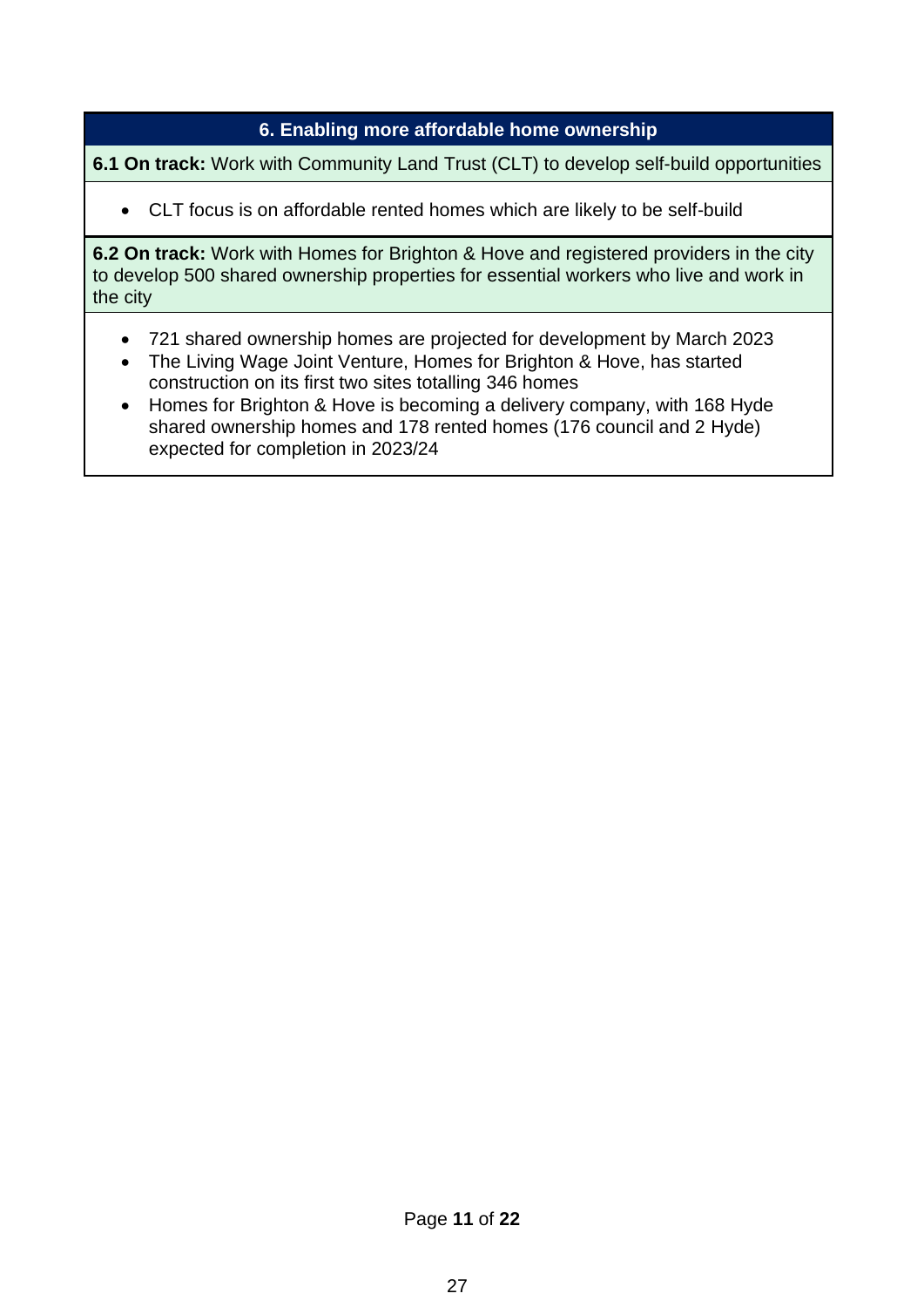## 6. Enabling more affordable home ownership

**6.1 On track:** Work with Community Land Trust (CLT) to develop self-build opportunities

- CLT focus is on affordable rented homes which are likely to be self-build

**6.2 On track:** Work with Homes for Brighton & Hove and registered providers in the city to develop 500 shared ownership properties for essential workers who live and work in the city

- 721 shared ownership homes are projected for development by March 2023
- The Living Wage Joint Venture, Homes for Brighton & Hove, has started construction on its first two sites totalling 346 homes
- Homes for Brighton & Hove is becoming a delivery company, with 168 Hyde shared ownership homes and 178 rented homes (176 council and 2 Hyde) expected for completion in 2023/24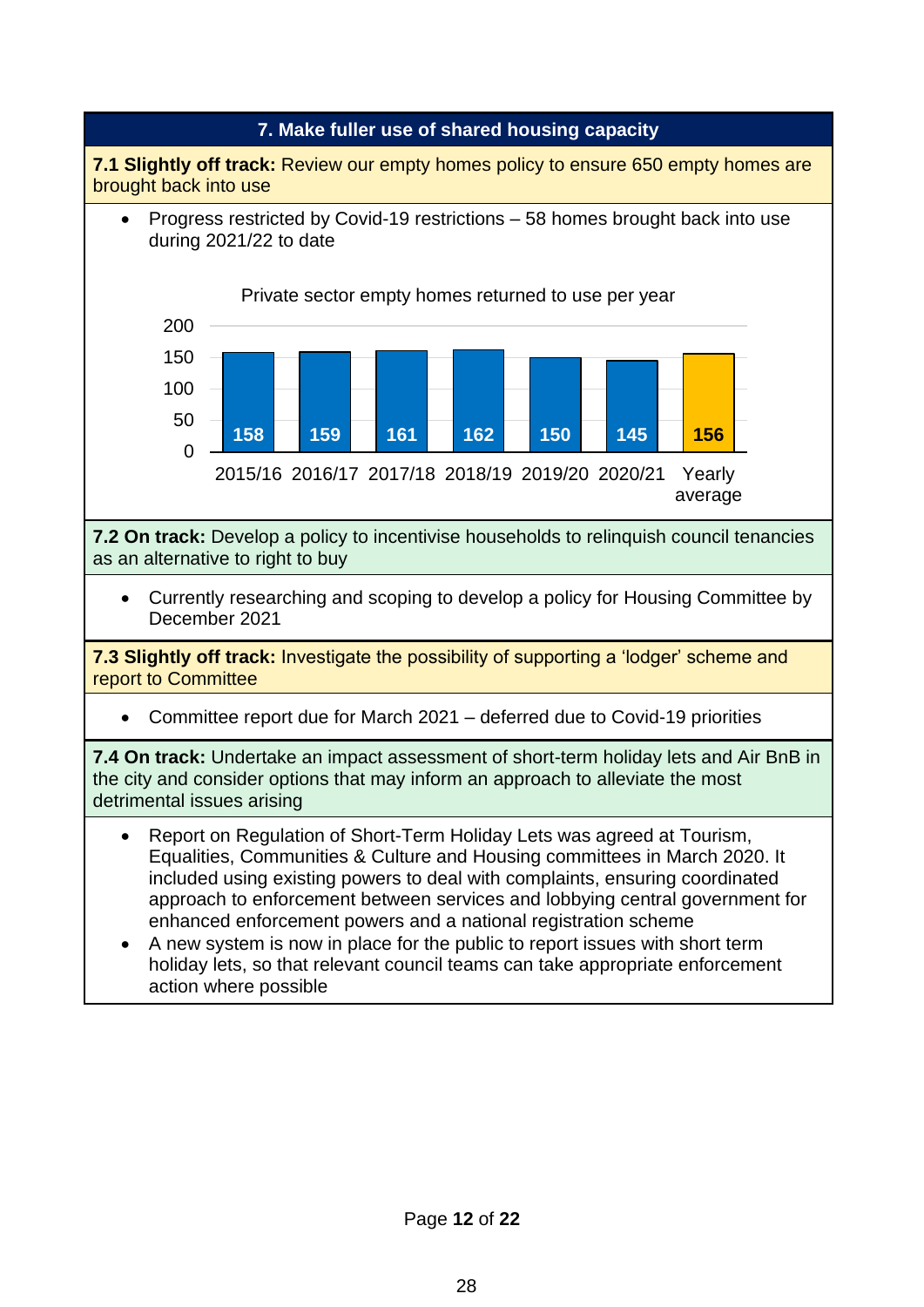## 7. Make fuller use of shared housing capacity

**7.1 Slightly off track:** Review our empty homes policy to ensure 650 empty homes are brought back into use

- Progress restricted by Covid-19 restrictions – 58 homes brought back into use during 2021/22 to date

Private sector empty homes returned to use per year

| Year | Homes |
|---|---|
| 2015/16 | 158 |
| 2016/17 | 159 |
| 2017/18 | 161 |
| 2018/19 | 162 |
| 2019/20 | 150 |
| 2020/21 | 145 |
| Yearly average | 156 |

**7.2 On track:** Develop a policy to incentivise households to relinquish council tenancies as an alternative to right to buy

- Currently researching and scoping to develop a policy for Housing Committee by December 2021

**7.3 Slightly off track:** Investigate the possibility of supporting a 'lodger' scheme and report to Committee

- Committee report due for March 2021 – deferred due to Covid-19 priorities

**7.4 On track:** Undertake an impact assessment of short-term holiday lets and Air BnB in the city and consider options that may inform an approach to alleviate the most detrimental issues arising

- Report on Regulation of Short-Term Holiday Lets was agreed at Tourism, Equalities, Communities & Culture and Housing committees in March 2020. It included using existing powers to deal with complaints, ensuring coordinated approach to enforcement between services and lobbying central government for enhanced enforcement powers and a national registration scheme
- A new system is now in place for the public to report issues with short term holiday lets, so that relevant council teams can take appropriate enforcement action where possible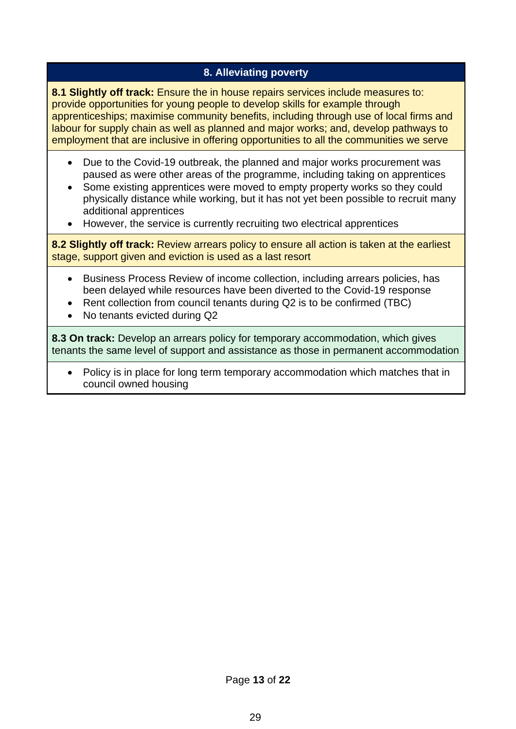## 8. Alleviating poverty

**8.1 Slightly off track:** Ensure the in house repairs services include measures to: provide opportunities for young people to develop skills for example through apprenticeships; maximise community benefits, including through use of local firms and labour for supply chain as well as planned and major works; and, develop pathways to employment that are inclusive in offering opportunities to all the communities we serve

- Due to the Covid-19 outbreak, the planned and major works procurement was paused as were other areas of the programme, including taking on apprentices
- Some existing apprentices were moved to empty property works so they could physically distance while working, but it has not yet been possible to recruit many additional apprentices
- However, the service is currently recruiting two electrical apprentices

**8.2 Slightly off track:** Review arrears policy to ensure all action is taken at the earliest stage, support given and eviction is used as a last resort

- Business Process Review of income collection, including arrears policies, has been delayed while resources have been diverted to the Covid-19 response
- Rent collection from council tenants during Q2 is to be confirmed (TBC)
- No tenants evicted during Q2

**8.3 On track:** Develop an arrears policy for temporary accommodation, which gives tenants the same level of support and assistance as those in permanent accommodation

- Policy is in place for long term temporary accommodation which matches that in council owned housing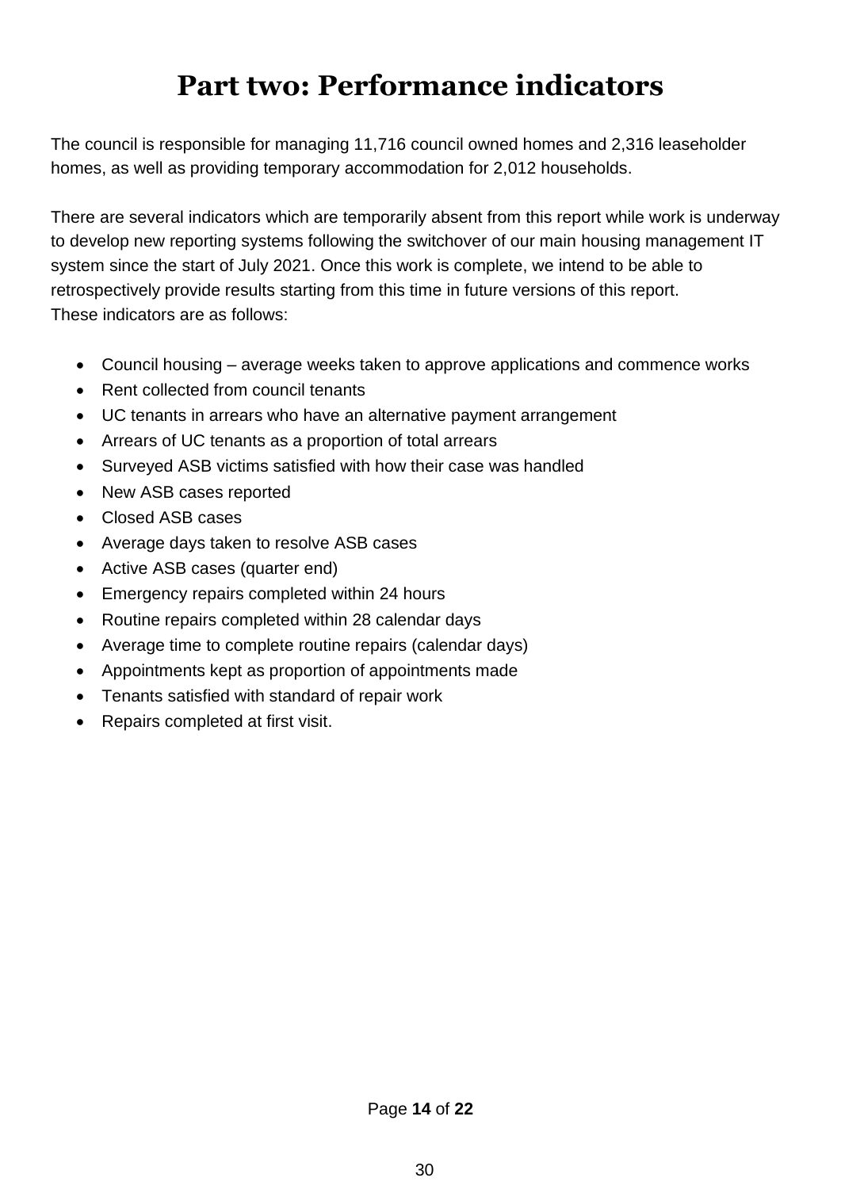# Part two: Performance indicators

The council is responsible for managing 11,716 council owned homes and 2,316 leaseholder homes, as well as providing temporary accommodation for 2,012 households.

There are several indicators which are temporarily absent from this report while work is underway to develop new reporting systems following the switchover of our main housing management IT system since the start of July 2021. Once this work is complete, we intend to be able to retrospectively provide results starting from this time in future versions of this report. These indicators are as follows:

- Council housing – average weeks taken to approve applications and commence works
- Rent collected from council tenants
- UC tenants in arrears who have an alternative payment arrangement
- Arrears of UC tenants as a proportion of total arrears
- Surveyed ASB victims satisfied with how their case was handled
- New ASB cases reported
- Closed ASB cases
- Average days taken to resolve ASB cases
- Active ASB cases (quarter end)
- Emergency repairs completed within 24 hours
- Routine repairs completed within 28 calendar days
- Average time to complete routine repairs (calendar days)
- Appointments kept as proportion of appointments made
- Tenants satisfied with standard of repair work
- Repairs completed at first visit.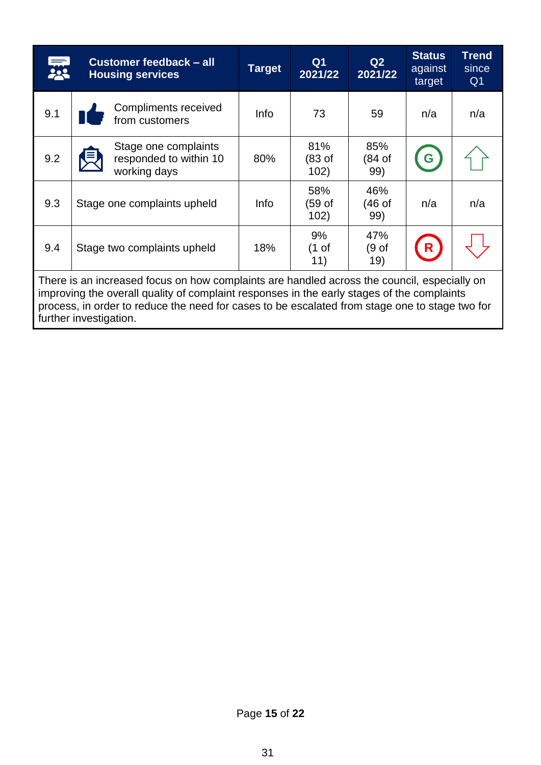| | Customer feedback – all Housing services | Target | Q1 2021/22 | Q2 2021/22 | Status against target | Trend since Q1 |
|---|---|---|---|---|---|---|
| 9.1 | Compliments received from customers | Info | 73 | 59 | n/a | n/a |
| 9.2 | Stage one complaints responded to within 10 working days | 80% | 81% (83 of 102) | 85% (84 of 99) | G | Up |
| 9.3 | Stage one complaints upheld | Info | 58% (59 of 102) | 46% (46 of 99) | n/a | n/a |
| 9.4 | Stage two complaints upheld | 18% | 9% (1 of 11) | 47% (9 of 19) | R | Down |

There is an increased focus on how complaints are handled across the council, especially on improving the overall quality of complaint responses in the early stages of the complaints process, in order to reduce the need for cases to be escalated from stage one to stage two for further investigation.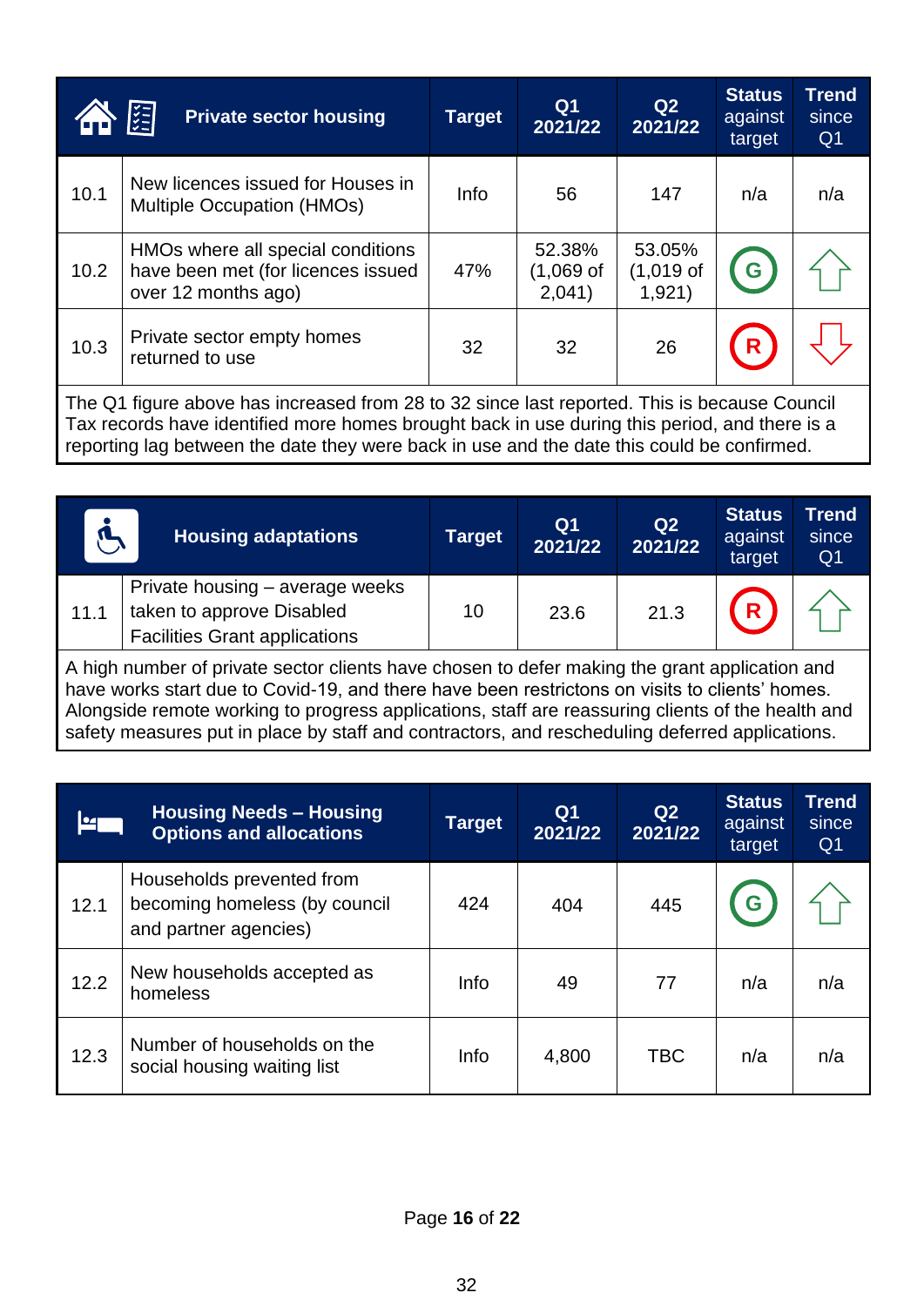| | Private sector housing | Target | Q1 2021/22 | Q2 2021/22 | Status against target | Trend since Q1 |
|---|---|---|---|---|---|---|
| 10.1 | New licences issued for Houses in Multiple Occupation (HMOs) | Info | 56 | 147 | n/a | n/a |
| 10.2 | HMOs where all special conditions have been met (for licences issued over 12 months ago) | 47% | 52.38% (1,069 of 2,041) | 53.05% (1,019 of 1,921) | G | ⇧ |
| 10.3 | Private sector empty homes returned to use | 32 | 32 | 26 | R | ⇩ |

The Q1 figure above has increased from 28 to 32 since last reported. This is because Council Tax records have identified more homes brought back in use during this period, and there is a reporting lag between the date they were back in use and the date this could be confirmed.

| | Housing adaptations | Target | Q1 2021/22 | Q2 2021/22 | Status against target | Trend since Q1 |
|---|---|---|---|---|---|---|
| 11.1 | Private housing – average weeks taken to approve Disabled Facilities Grant applications | 10 | 23.6 | 21.3 | R | ⇧ |

A high number of private sector clients have chosen to defer making the grant application and have works start due to Covid-19, and there have been restrictons on visits to clients' homes. Alongside remote working to progress applications, staff are reassuring clients of the health and safety measures put in place by staff and contractors, and rescheduling deferred applications.

| | Housing Needs – Housing Options and allocations | Target | Q1 2021/22 | Q2 2021/22 | Status against target | Trend since Q1 |
|---|---|---|---|---|---|---|
| 12.1 | Households prevented from becoming homeless (by council and partner agencies) | 424 | 404 | 445 | G | ⇧ |
| 12.2 | New households accepted as homeless | Info | 49 | 77 | n/a | n/a |
| 12.3 | Number of households on the social housing waiting list | Info | 4,800 | TBC | n/a | n/a |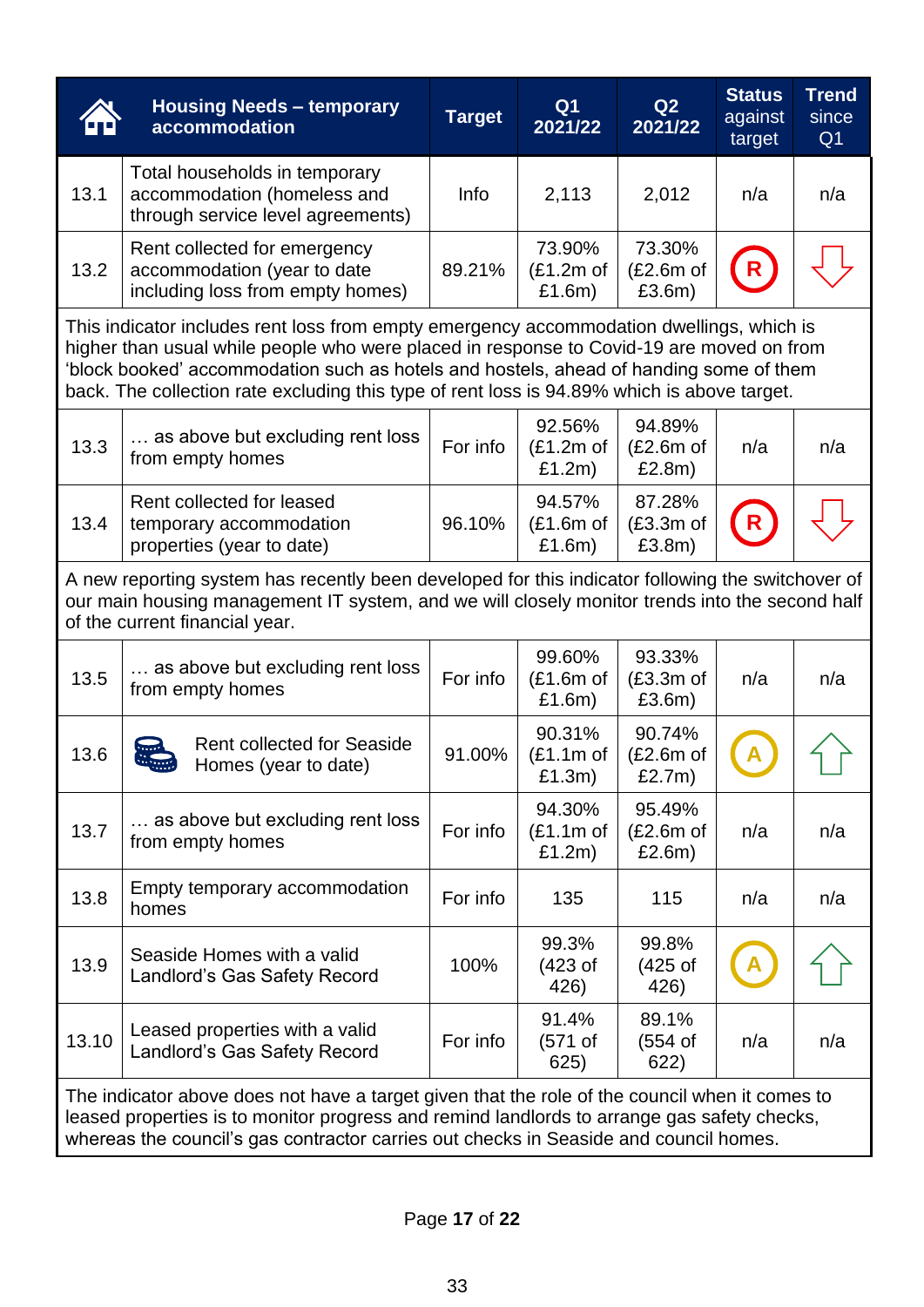| | Housing Needs – temporary accommodation | Target | Q1 2021/22 | Q2 2021/22 | Status against target | Trend since Q1 |
|---|---|---|---|---|---|---|
| 13.1 | Total households in temporary accommodation (homeless and through service level agreements) | Info | 2,113 | 2,012 | n/a | n/a |
| 13.2 | Rent collected for emergency accommodation (year to date including loss from empty homes) | 89.21% | 73.90% (£1.2m of £1.6m) | 73.30% (£2.6m of £3.6m) | R | ⇩ |
| | This indicator includes rent loss from empty emergency accommodation dwellings, which is higher than usual while people who were placed in response to Covid-19 are moved on from 'block booked' accommodation such as hotels and hostels, ahead of handing some of them back. The collection rate excluding this type of rent loss is 94.89% which is above target. | | | | | |
| 13.3 | … as above but excluding rent loss from empty homes | For info | 92.56% (£1.2m of £1.2m) | 94.89% (£2.6m of £2.8m) | n/a | n/a |
| 13.4 | Rent collected for leased temporary accommodation properties (year to date) | 96.10% | 94.57% (£1.6m of £1.6m) | 87.28% (£3.3m of £3.8m) | R | ⇩ |
| | A new reporting system has recently been developed for this indicator following the switchover of our main housing management IT system, and we will closely monitor trends into the second half of the current financial year. | | | | | |
| 13.5 | … as above but excluding rent loss from empty homes | For info | 99.60% (£1.6m of £1.6m) | 93.33% (£3.3m of £3.6m) | n/a | n/a |
| 13.6 | Rent collected for Seaside Homes (year to date) | 91.00% | 90.31% (£1.1m of £1.3m) | 90.74% (£2.6m of £2.7m) | A | ⇧ |
| 13.7 | … as above but excluding rent loss from empty homes | For info | 94.30% (£1.1m of £1.2m) | 95.49% (£2.6m of £2.6m) | n/a | n/a |
| 13.8 | Empty temporary accommodation homes | For info | 135 | 115 | n/a | n/a |
| 13.9 | Seaside Homes with a valid Landlord's Gas Safety Record | 100% | 99.3% (423 of 426) | 99.8% (425 of 426) | A | ⇧ |
| 13.10 | Leased properties with a valid Landlord's Gas Safety Record | For info | 91.4% (571 of 625) | 89.1% (554 of 622) | n/a | n/a |
| | The indicator above does not have a target given that the role of the council when it comes to leased properties is to monitor progress and remind landlords to arrange gas safety checks, whereas the council's gas contractor carries out checks in Seaside and council homes. | | | | | |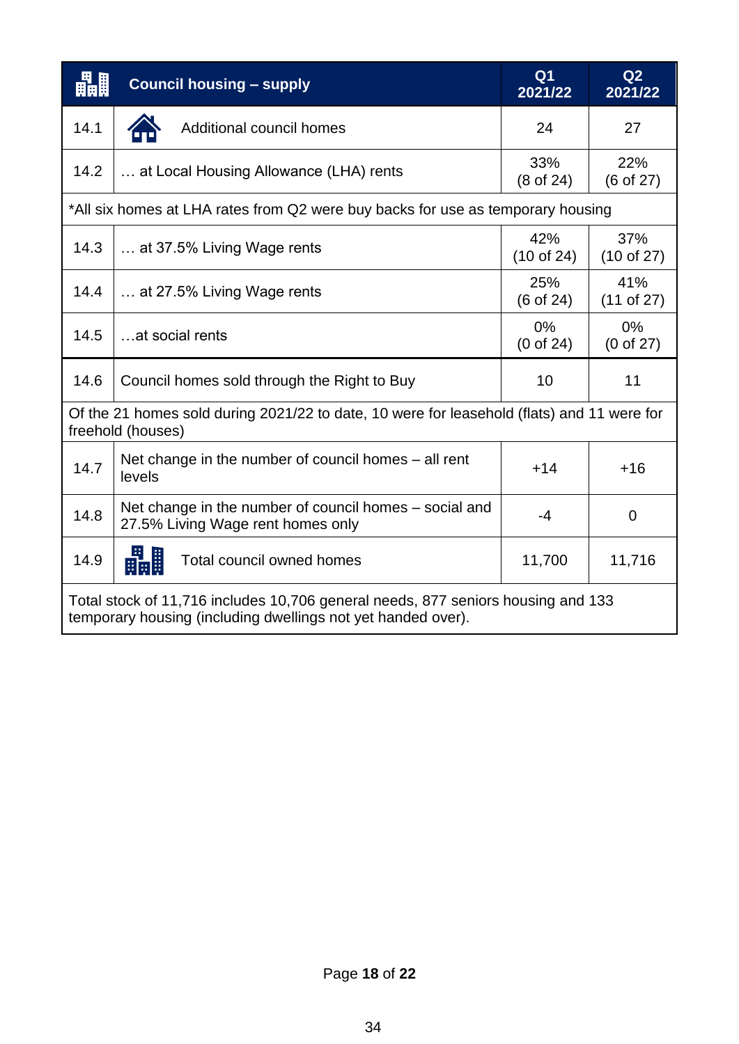| | Council housing – supply | Q1 2021/22 | Q2 2021/22 |
|---|---|---|---|
| 14.1 | Additional council homes | 24 | 27 |
| 14.2 | … at Local Housing Allowance (LHA) rents | 33% (8 of 24) | 22% (6 of 27) |
| *All six homes at LHA rates from Q2 were buy backs for use as temporary housing | | | |
| 14.3 | … at 37.5% Living Wage rents | 42% (10 of 24) | 37% (10 of 27) |
| 14.4 | … at 27.5% Living Wage rents | 25% (6 of 24) | 41% (11 of 27) |
| 14.5 | …at social rents | 0% (0 of 24) | 0% (0 of 27) |
| 14.6 | Council homes sold through the Right to Buy | 10 | 11 |
| Of the 21 homes sold during 2021/22 to date, 10 were for leasehold (flats) and 11 were for freehold (houses) | | | |
| 14.7 | Net change in the number of council homes – all rent levels | +14 | +16 |
| 14.8 | Net change in the number of council homes – social and 27.5% Living Wage rent homes only | -4 | 0 |
| 14.9 | Total council owned homes | 11,700 | 11,716 |
| Total stock of 11,716 includes 10,706 general needs, 877 seniors housing and 133 temporary housing (including dwellings not yet handed over). | | | |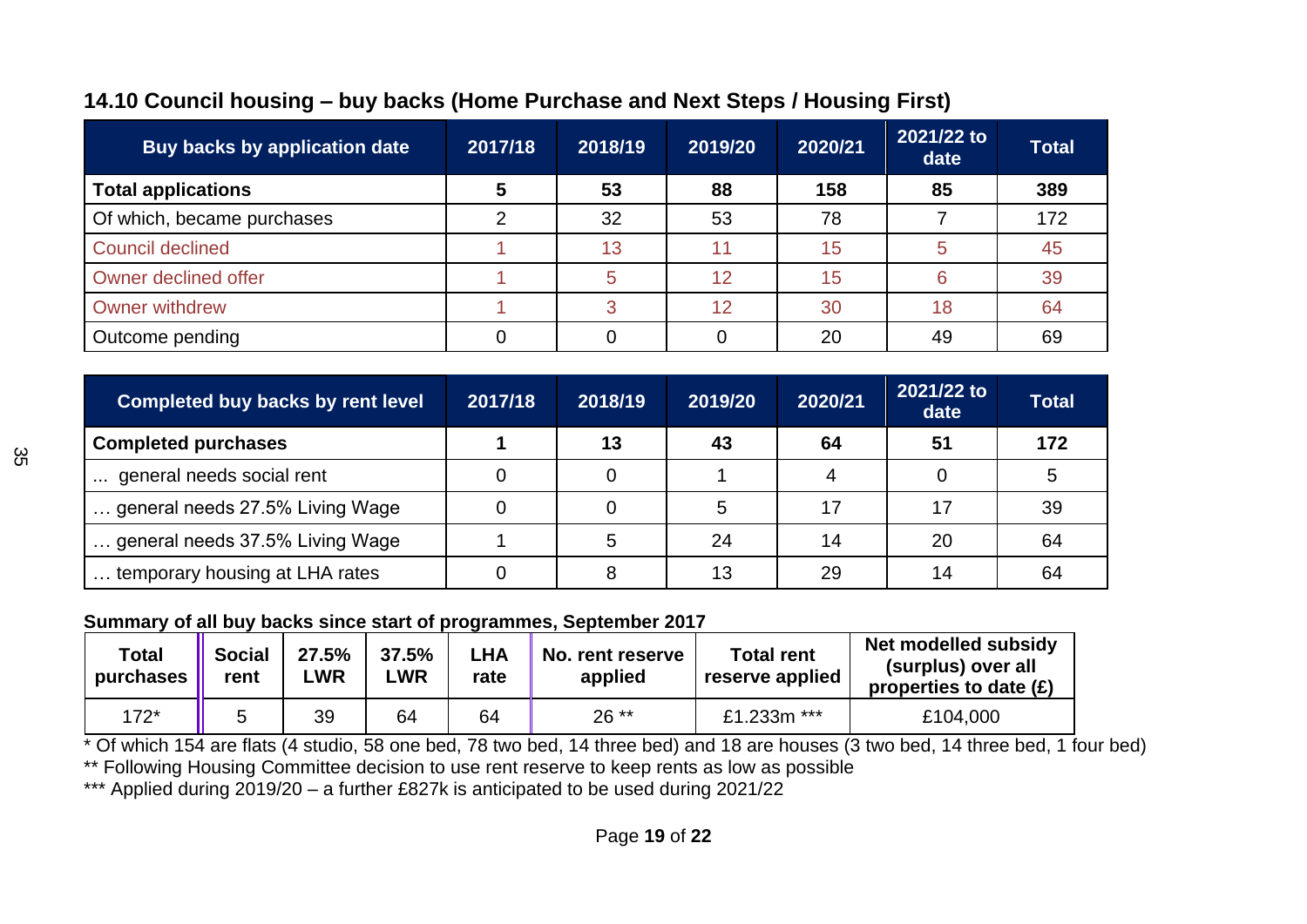## 14.10 Council housing – buy backs (Home Purchase and Next Steps / Housing First)

| Buy backs by application date | 2017/18 | 2018/19 | 2019/20 | 2020/21 | 2021/22 to date | Total |
|---|---|---|---|---|---|---|
| **Total applications** | **5** | **53** | **88** | **158** | **85** | **389** |
| Of which, became purchases | 2 | 32 | 53 | 78 | 7 | 172 |
| Council declined | 1 | 13 | 11 | 15 | 5 | 45 |
| Owner declined offer | 1 | 5 | 12 | 15 | 6 | 39 |
| Owner withdrew | 1 | 3 | 12 | 30 | 18 | 64 |
| Outcome pending | 0 | 0 | 0 | 20 | 49 | 69 |

| Completed buy backs by rent level | 2017/18 | 2018/19 | 2019/20 | 2020/21 | 2021/22 to date | Total |
|---|---|---|---|---|---|---|
| **Completed purchases** | **1** | **13** | **43** | **64** | **51** | **172** |
| ... general needs social rent | 0 | 0 | 1 | 4 | 0 | 5 |
| … general needs 27.5% Living Wage | 0 | 0 | 5 | 17 | 17 | 39 |
| … general needs 37.5% Living Wage | 1 | 5 | 24 | 14 | 20 | 64 |
| … temporary housing at LHA rates | 0 | 8 | 13 | 29 | 14 | 64 |

**Summary of all buy backs since start of programmes, September 2017**

| Total purchases | Social rent | 27.5% LWR | 37.5% LWR | LHA rate | No. rent reserve applied | Total rent reserve applied | Net modelled subsidy (surplus) over all properties to date (£) |
|---|---|---|---|---|---|---|---|
| 172* | 5 | 39 | 64 | 64 | 26 ** | £1.233m *** | £104,000 |

* Of which 154 are flats (4 studio, 58 one bed, 78 two bed, 14 three bed) and 18 are houses (3 two bed, 14 three bed, 1 four bed)

** Following Housing Committee decision to use rent reserve to keep rents as low as possible

*** Applied during 2019/20 – a further £827k is anticipated to be used during 2021/22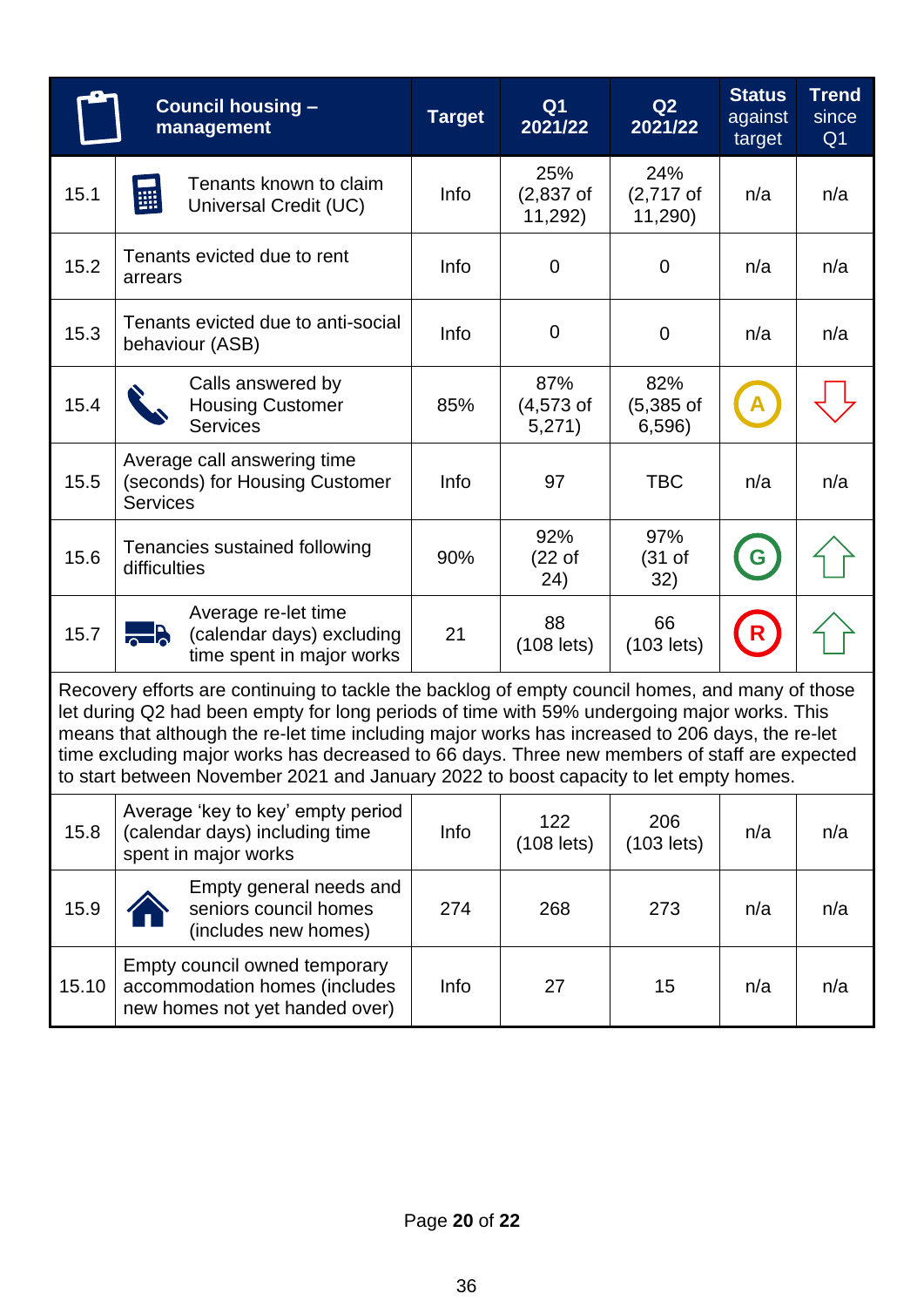| | Council housing – management | Target | Q1 2021/22 | Q2 2021/22 | Status against target | Trend since Q1 |
|---|---|---|---|---|---|---|
| 15.1 | Tenants known to claim Universal Credit (UC) | Info | 25% (2,837 of 11,292) | 24% (2,717 of 11,290) | n/a | n/a |
| 15.2 | Tenants evicted due to rent arrears | Info | 0 | 0 | n/a | n/a |
| 15.3 | Tenants evicted due to anti-social behaviour (ASB) | Info | 0 | 0 | n/a | n/a |
| 15.4 | Calls answered by Housing Customer Services | 85% | 87% (4,573 of 5,271) | 82% (5,385 of 6,596) | A | Down |
| 15.5 | Average call answering time (seconds) for Housing Customer Services | Info | 97 | TBC | n/a | n/a |
| 15.6 | Tenancies sustained following difficulties | 90% | 92% (22 of 24) | 97% (31 of 32) | G | Up |
| 15.7 | Average re-let time (calendar days) excluding time spent in major works | 21 | 88 (108 lets) | 66 (103 lets) | R | Up |
| Recovery efforts are continuing to tackle the backlog of empty council homes, and many of those let during Q2 had been empty for long periods of time with 59% undergoing major works. This means that although the re-let time including major works has increased to 206 days, the re-let time excluding major works has decreased to 66 days. Three new members of staff are expected to start between November 2021 and January 2022 to boost capacity to let empty homes. | | | | | | |
| 15.8 | Average 'key to key' empty period (calendar days) including time spent in major works | Info | 122 (108 lets) | 206 (103 lets) | n/a | n/a |
| 15.9 | Empty general needs and seniors council homes (includes new homes) | 274 | 268 | 273 | n/a | n/a |
| 15.10 | Empty council owned temporary accommodation homes (includes new homes not yet handed over) | Info | 27 | 15 | n/a | n/a |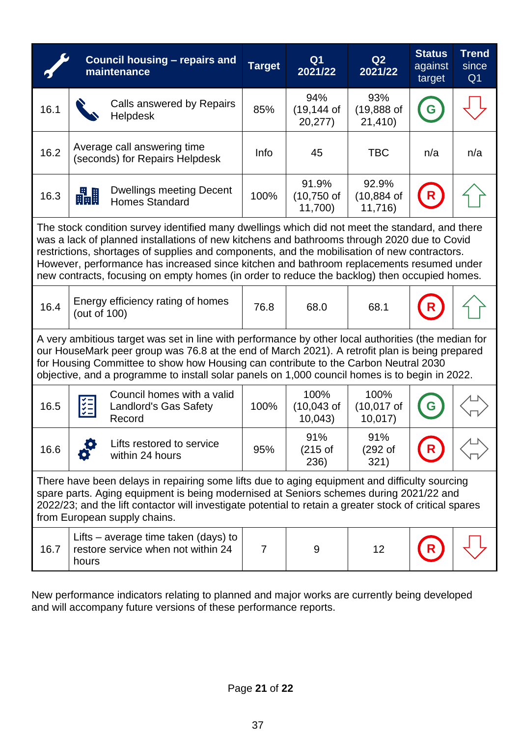| | Council housing – repairs and maintenance | Target | Q1 2021/22 | Q2 2021/22 | Status against target | Trend since Q1 |
|---|---|---|---|---|---|---|
| 16.1 | Calls answered by Repairs Helpdesk | 85% | 94% (19,144 of 20,277) | 93% (19,888 of 21,410) | G | Down |
| 16.2 | Average call answering time (seconds) for Repairs Helpdesk | Info | 45 | TBC | n/a | n/a |
| 16.3 | Dwellings meeting Decent Homes Standard | 100% | 91.9% (10,750 of 11,700) | 92.9% (10,884 of 11,716) | R | Up |
| The stock condition survey identified many dwellings which did not meet the standard, and there was a lack of planned installations of new kitchens and bathrooms through 2020 due to Covid restrictions, shortages of supplies and components, and the mobilisation of new contractors. However, performance has increased since kitchen and bathroom replacements resumed under new contracts, focusing on empty homes (in order to reduce the backlog) then occupied homes. | | | | | | |
| 16.4 | Energy efficiency rating of homes (out of 100) | 76.8 | 68.0 | 68.1 | R | Up |
| A very ambitious target was set in line with performance by other local authorities (the median for our HouseMark peer group was 76.8 at the end of March 2021). A retrofit plan is being prepared for Housing Committee to show how Housing can contribute to the Carbon Neutral 2030 objective, and a programme to install solar panels on 1,000 council homes is to begin in 2022. | | | | | | |
| 16.5 | Council homes with a valid Landlord's Gas Safety Record | 100% | 100% (10,043 of 10,043) | 100% (10,017 of 10,017) | G | No change |
| 16.6 | Lifts restored to service within 24 hours | 95% | 91% (215 of 236) | 91% (292 of 321) | R | No change |
| There have been delays in repairing some lifts due to aging equipment and difficulty sourcing spare parts. Aging equipment is being modernised at Seniors schemes during 2021/22 and 2022/23; and the lift contactor will investigate potential to retain a greater stock of critical spares from European supply chains. | | | | | | |
| 16.7 | Lifts – average time taken (days) to restore service when not within 24 hours | 7 | 9 | 12 | R | Down |

New performance indicators relating to planned and major works are currently being developed and will accompany future versions of these performance reports.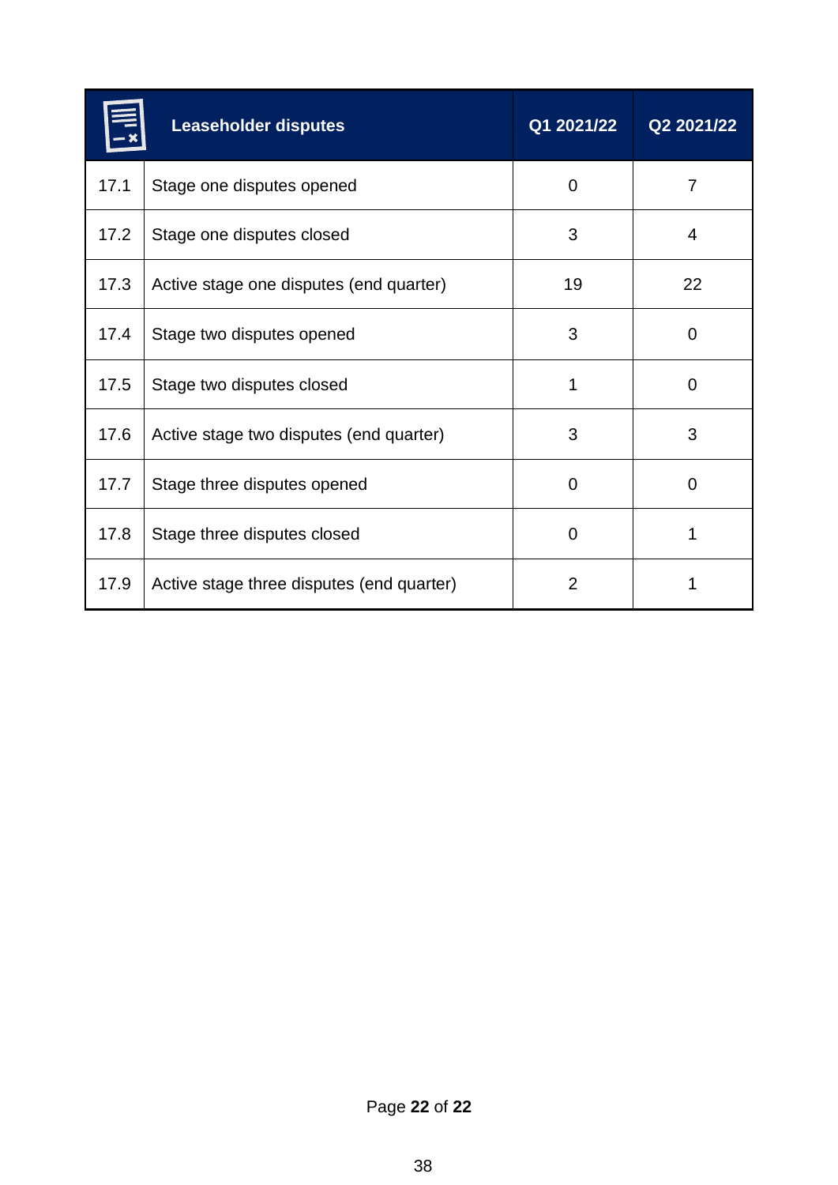| | Leaseholder disputes | Q1 2021/22 | Q2 2021/22 |
|---|---|---|---|
| 17.1 | Stage one disputes opened | 0 | 7 |
| 17.2 | Stage one disputes closed | 3 | 4 |
| 17.3 | Active stage one disputes (end quarter) | 19 | 22 |
| 17.4 | Stage two disputes opened | 3 | 0 |
| 17.5 | Stage two disputes closed | 1 | 0 |
| 17.6 | Active stage two disputes (end quarter) | 3 | 3 |
| 17.7 | Stage three disputes opened | 0 | 0 |
| 17.8 | Stage three disputes closed | 0 | 1 |
| 17.9 | Active stage three disputes (end quarter) | 2 | 1 |